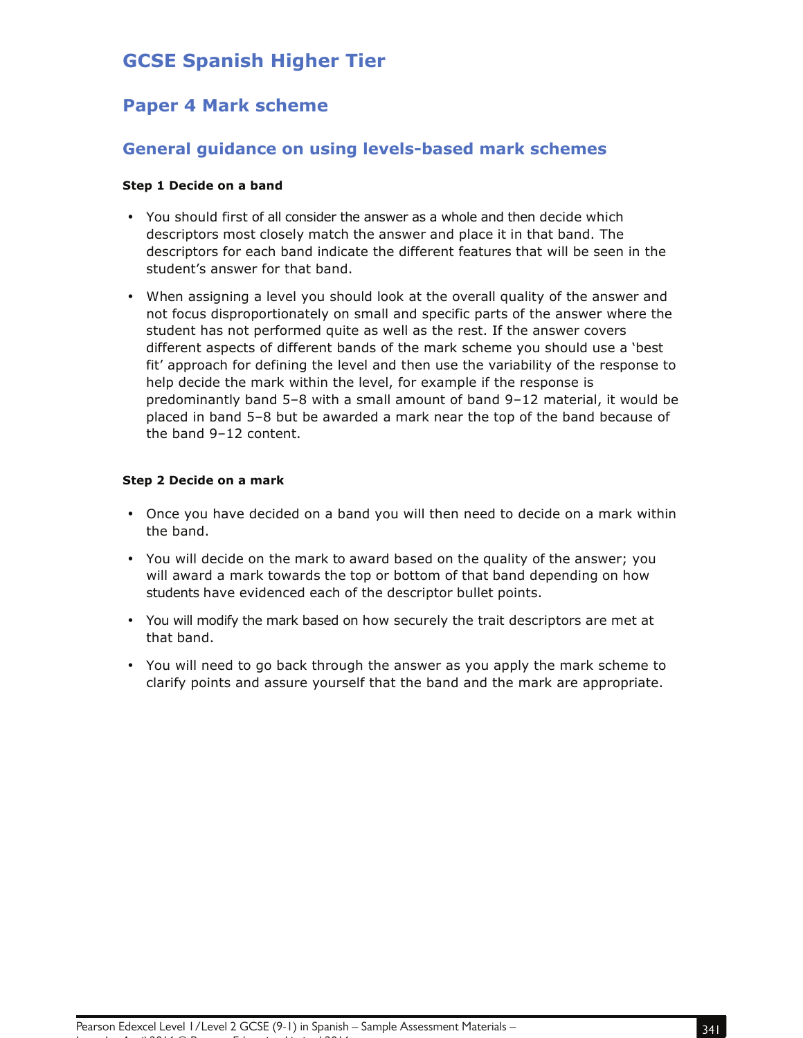# GCSE Spanish Higher Tier

## Paper 4 Mark scheme

### General guidance on using levels-based mark schemes

**Step 1 Decide on a band**

- You should first of all consider the answer as a whole and then decide which descriptors most closely match the answer and place it in that band. The descriptors for each band indicate the different features that will be seen in the student's answer for that band.
- When assigning a level you should look at the overall quality of the answer and not focus disproportionately on small and specific parts of the answer where the student has not performed quite as well as the rest. If the answer covers different aspects of different bands of the mark scheme you should use a 'best fit' approach for defining the level and then use the variability of the response to help decide the mark within the level, for example if the response is predominantly band 5–8 with a small amount of band 9–12 material, it would be placed in band 5–8 but be awarded a mark near the top of the band because of the band 9–12 content.

**Step 2 Decide on a mark**

- Once you have decided on a band you will then need to decide on a mark within the band.
- You will decide on the mark to award based on the quality of the answer; you will award a mark towards the top or bottom of that band depending on how students have evidenced each of the descriptor bullet points.
- You will modify the mark based on how securely the trait descriptors are met at that band.
- You will need to go back through the answer as you apply the mark scheme to clarify points and assure yourself that the band and the mark are appropriate.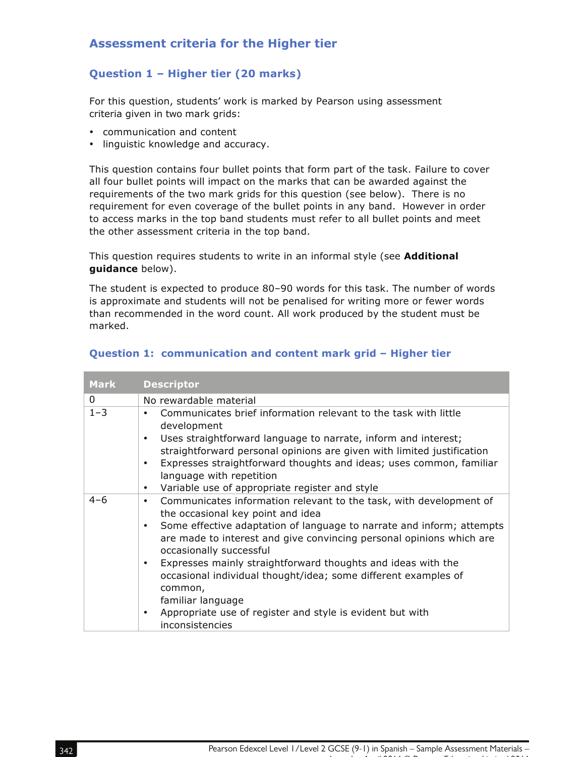## Assessment criteria for the Higher tier

### Question 1 – Higher tier (20 marks)

For this question, students' work is marked by Pearson using assessment criteria given in two mark grids:

- communication and content
- linguistic knowledge and accuracy.

This question contains four bullet points that form part of the task. Failure to cover all four bullet points will impact on the marks that can be awarded against the requirements of the two mark grids for this question (see below). There is no requirement for even coverage of the bullet points in any band. However in order to access marks in the top band students must refer to all bullet points and meet the other assessment criteria in the top band.

This question requires students to write in an informal style (see **Additional guidance** below).

The student is expected to produce 80–90 words for this task. The number of words is approximate and students will not be penalised for writing more or fewer words than recommended in the word count. All work produced by the student must be marked.

### Question 1: communication and content mark grid – Higher tier

| Mark | Descriptor |
|---|---|
| 0 | No rewardable material |
| 1–3 | • Communicates brief information relevant to the task with little development<br>• Uses straightforward language to narrate, inform and interest; straightforward personal opinions are given with limited justification<br>• Expresses straightforward thoughts and ideas; uses common, familiar language with repetition<br>• Variable use of appropriate register and style |
| 4–6 | • Communicates information relevant to the task, with development of the occasional key point and idea<br>• Some effective adaptation of language to narrate and inform; attempts are made to interest and give convincing personal opinions which are occasionally successful<br>• Expresses mainly straightforward thoughts and ideas with the occasional individual thought/idea; some different examples of common, familiar language<br>• Appropriate use of register and style is evident but with inconsistencies |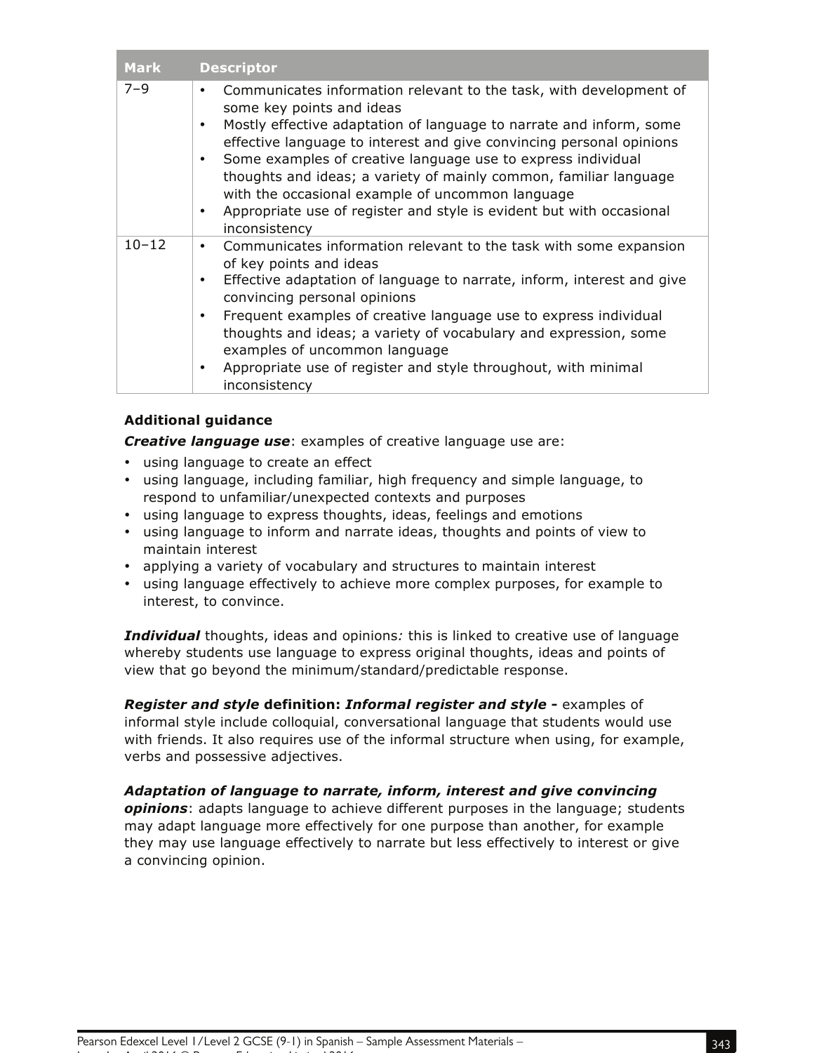| Mark | Descriptor |
| --- | --- |
| 7–9 | • Communicates information relevant to the task, with development of some key points and ideas<br>• Mostly effective adaptation of language to narrate and inform, some effective language to interest and give convincing personal opinions<br>• Some examples of creative language use to express individual thoughts and ideas; a variety of mainly common, familiar language with the occasional example of uncommon language<br>• Appropriate use of register and style is evident but with occasional inconsistency |
| 10–12 | • Communicates information relevant to the task with some expansion of key points and ideas<br>• Effective adaptation of language to narrate, inform, interest and give convincing personal opinions<br>• Frequent examples of creative language use to express individual thoughts and ideas; a variety of vocabulary and expression, some examples of uncommon language<br>• Appropriate use of register and style throughout, with minimal inconsistency |

**Additional guidance**

***Creative language use***: examples of creative language use are:

- using language to create an effect
- using language, including familiar, high frequency and simple language, to respond to unfamiliar/unexpected contexts and purposes
- using language to express thoughts, ideas, feelings and emotions
- using language to inform and narrate ideas, thoughts and points of view to maintain interest
- applying a variety of vocabulary and structures to maintain interest
- using language effectively to achieve more complex purposes, for example to interest, to convince.

***Individual*** thoughts, ideas and opinions*:* this is linked to creative use of language whereby students use language to express original thoughts, ideas and points of view that go beyond the minimum/standard/predictable response.

***Register and style* definition: *Informal register and style -*** examples of informal style include colloquial, conversational language that students would use with friends. It also requires use of the informal structure when using, for example, verbs and possessive adjectives.

***Adaptation of language to narrate, inform, interest and give convincing opinions***: adapts language to achieve different purposes in the language; students may adapt language more effectively for one purpose than another, for example they may use language effectively to narrate but less effectively to interest or give a convincing opinion.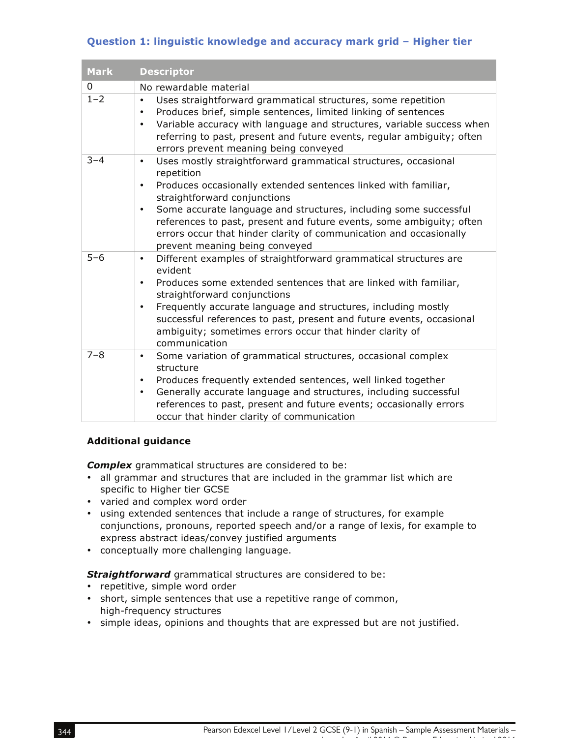### Question 1: linguistic knowledge and accuracy mark grid – Higher tier

| Mark | Descriptor |
| --- | --- |
| 0 | No rewardable material |
| 1–2 | • Uses straightforward grammatical structures, some repetition<br>• Produces brief, simple sentences, limited linking of sentences<br>• Variable accuracy with language and structures, variable success when referring to past, present and future events, regular ambiguity; often errors prevent meaning being conveyed |
| 3–4 | • Uses mostly straightforward grammatical structures, occasional repetition<br>• Produces occasionally extended sentences linked with familiar, straightforward conjunctions<br>• Some accurate language and structures, including some successful references to past, present and future events, some ambiguity; often errors occur that hinder clarity of communication and occasionally prevent meaning being conveyed |
| 5–6 | • Different examples of straightforward grammatical structures are evident<br>• Produces some extended sentences that are linked with familiar, straightforward conjunctions<br>• Frequently accurate language and structures, including mostly successful references to past, present and future events, occasional ambiguity; sometimes errors occur that hinder clarity of communication |
| 7–8 | • Some variation of grammatical structures, occasional complex structure<br>• Produces frequently extended sentences, well linked together<br>• Generally accurate language and structures, including successful references to past, present and future events; occasionally errors occur that hinder clarity of communication |

**Additional guidance**

***Complex*** grammatical structures are considered to be:

- all grammar and structures that are included in the grammar list which are specific to Higher tier GCSE
- varied and complex word order
- using extended sentences that include a range of structures, for example conjunctions, pronouns, reported speech and/or a range of lexis, for example to express abstract ideas/convey justified arguments
- conceptually more challenging language.

***Straightforward*** grammatical structures are considered to be:

- repetitive, simple word order
- short, simple sentences that use a repetitive range of common, high-frequency structures
- simple ideas, opinions and thoughts that are expressed but are not justified.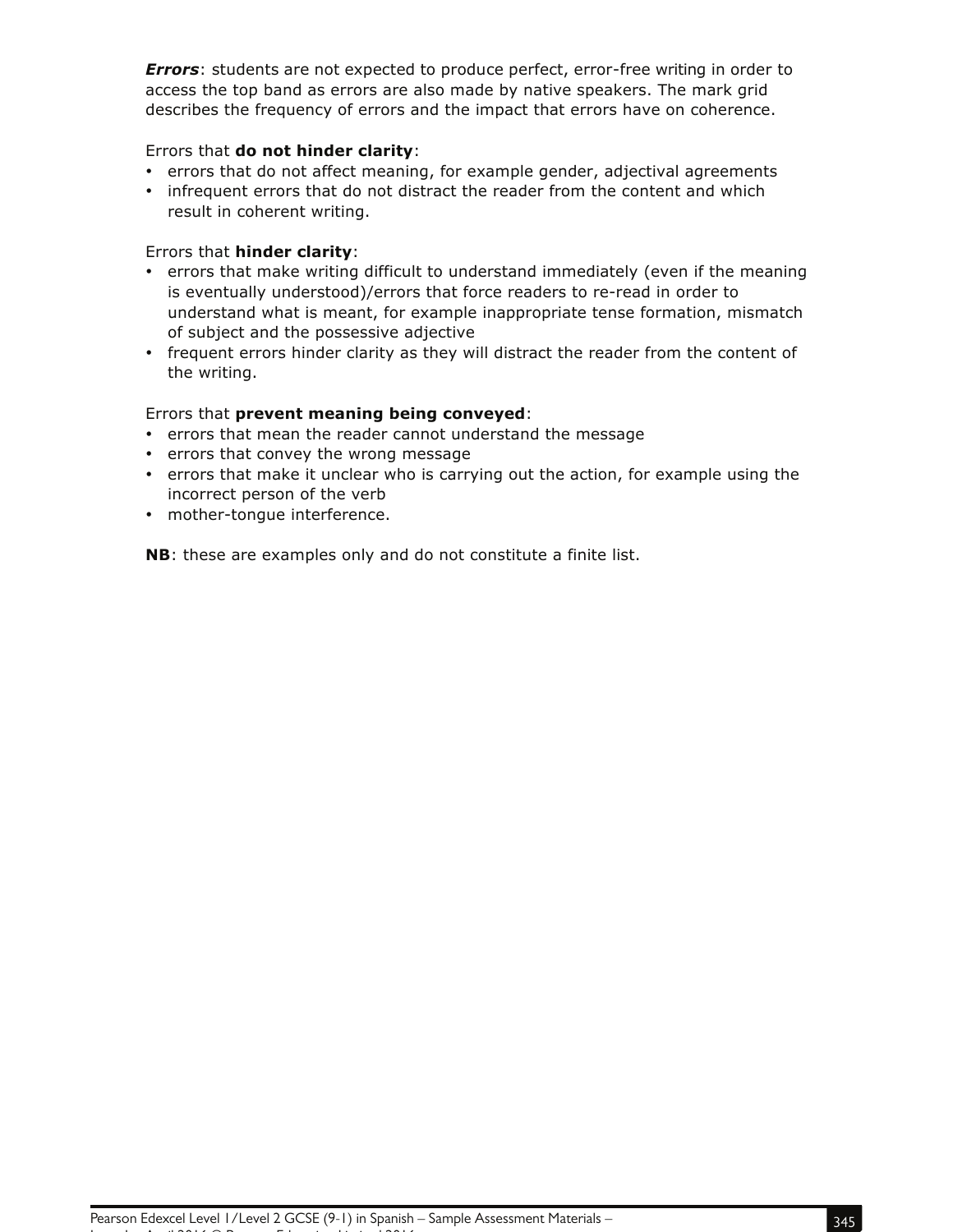***Errors***: students are not expected to produce perfect, error-free writing in order to access the top band as errors are also made by native speakers. The mark grid describes the frequency of errors and the impact that errors have on coherence.

Errors that **do not hinder clarity**:

- errors that do not affect meaning, for example gender, adjectival agreements
- infrequent errors that do not distract the reader from the content and which result in coherent writing.

Errors that **hinder clarity**:

- errors that make writing difficult to understand immediately (even if the meaning is eventually understood)/errors that force readers to re-read in order to understand what is meant, for example inappropriate tense formation, mismatch of subject and the possessive adjective
- frequent errors hinder clarity as they will distract the reader from the content of the writing.

Errors that **prevent meaning being conveyed**:

- errors that mean the reader cannot understand the message
- errors that convey the wrong message
- errors that make it unclear who is carrying out the action, for example using the incorrect person of the verb
- mother-tongue interference.

**NB**: these are examples only and do not constitute a finite list.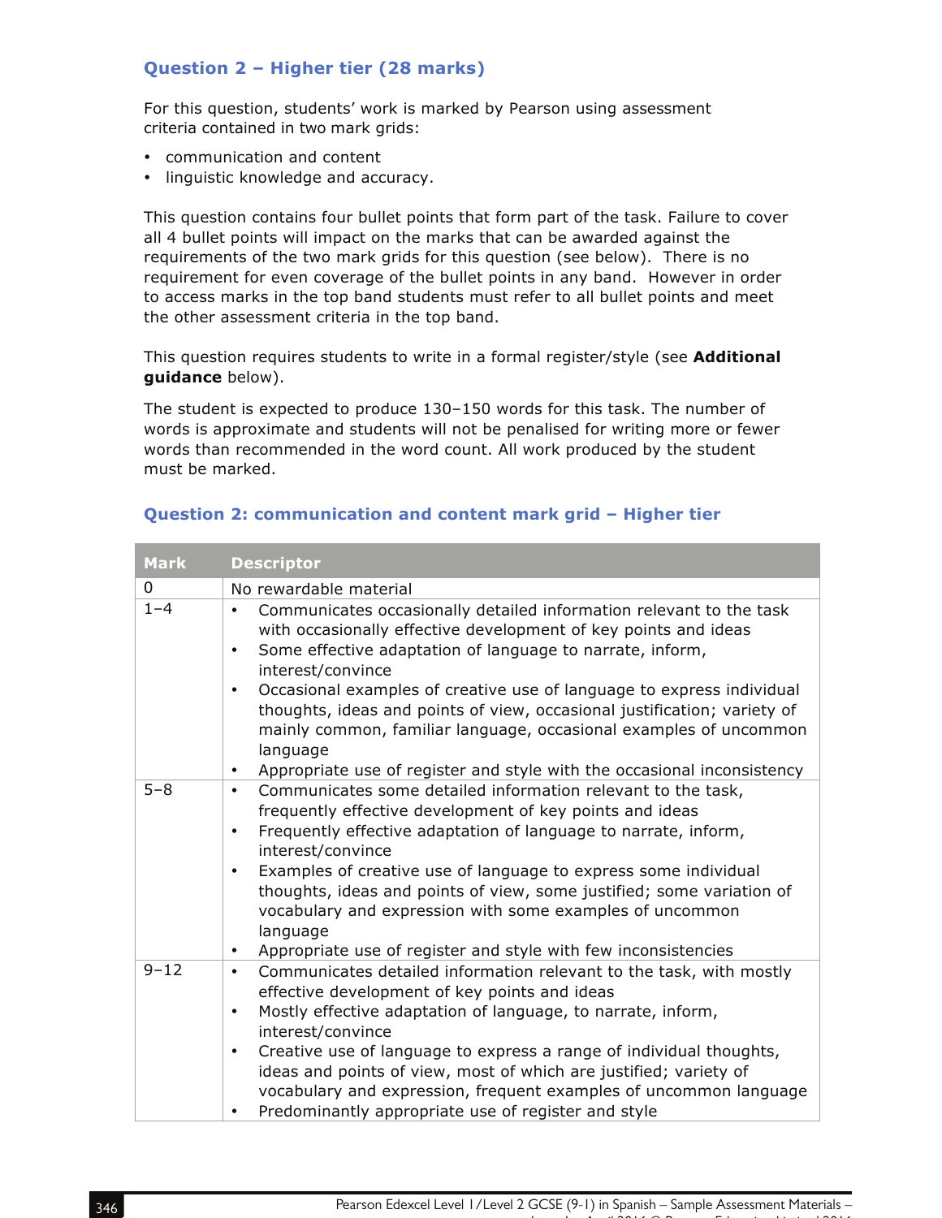## Question 2 – Higher tier (28 marks)

For this question, students' work is marked by Pearson using assessment criteria contained in two mark grids:

- communication and content
- linguistic knowledge and accuracy.

This question contains four bullet points that form part of the task. Failure to cover all 4 bullet points will impact on the marks that can be awarded against the requirements of the two mark grids for this question (see below). There is no requirement for even coverage of the bullet points in any band. However in order to access marks in the top band students must refer to all bullet points and meet the other assessment criteria in the top band.

This question requires students to write in a formal register/style (see **Additional guidance** below).

The student is expected to produce 130–150 words for this task. The number of words is approximate and students will not be penalised for writing more or fewer words than recommended in the word count. All work produced by the student must be marked.

### Question 2: communication and content mark grid – Higher tier

| Mark | Descriptor |
|---|---|
| 0 | No rewardable material |
| 1–4 | • Communicates occasionally detailed information relevant to the task with occasionally effective development of key points and ideas<br>• Some effective adaptation of language to narrate, inform, interest/convince<br>• Occasional examples of creative use of language to express individual thoughts, ideas and points of view, occasional justification; variety of mainly common, familiar language, occasional examples of uncommon language<br>• Appropriate use of register and style with the occasional inconsistency |
| 5–8 | • Communicates some detailed information relevant to the task, frequently effective development of key points and ideas<br>• Frequently effective adaptation of language to narrate, inform, interest/convince<br>• Examples of creative use of language to express some individual thoughts, ideas and points of view, some justified; some variation of vocabulary and expression with some examples of uncommon language<br>• Appropriate use of register and style with few inconsistencies |
| 9–12 | • Communicates detailed information relevant to the task, with mostly effective development of key points and ideas<br>• Mostly effective adaptation of language, to narrate, inform, interest/convince<br>• Creative use of language to express a range of individual thoughts, ideas and points of view, most of which are justified; variety of vocabulary and expression, frequent examples of uncommon language<br>• Predominantly appropriate use of register and style |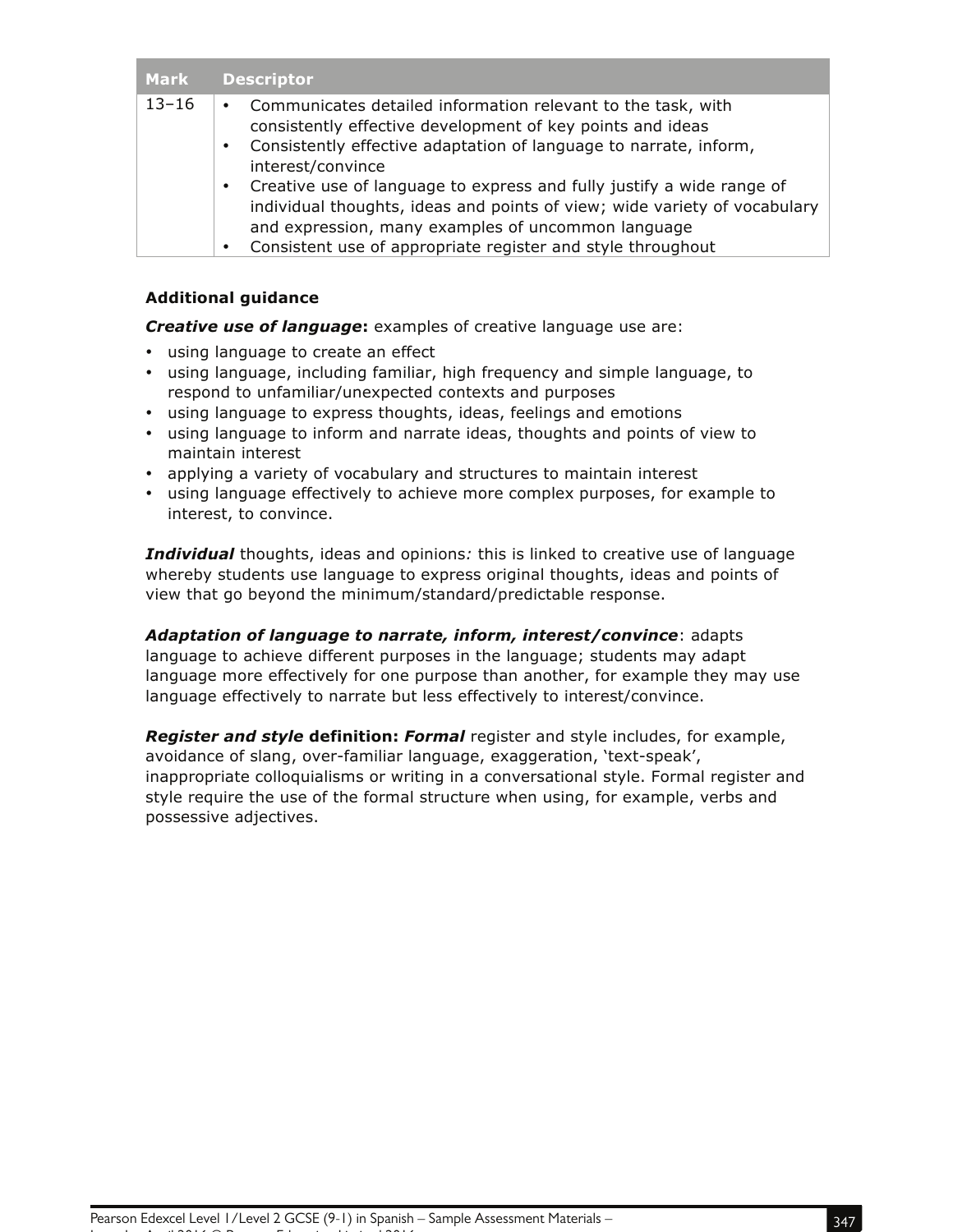| Mark | Descriptor |
|---|---|
| 13–16 | • Communicates detailed information relevant to the task, with consistently effective development of key points and ideas<br>• Consistently effective adaptation of language to narrate, inform, interest/convince<br>• Creative use of language to express and fully justify a wide range of individual thoughts, ideas and points of view; wide variety of vocabulary and expression, many examples of uncommon language<br>• Consistent use of appropriate register and style throughout |

**Additional guidance**

***Creative use of language*:** examples of creative language use are:

- using language to create an effect
- using language, including familiar, high frequency and simple language, to respond to unfamiliar/unexpected contexts and purposes
- using language to express thoughts, ideas, feelings and emotions
- using language to inform and narrate ideas, thoughts and points of view to maintain interest
- applying a variety of vocabulary and structures to maintain interest
- using language effectively to achieve more complex purposes, for example to interest, to convince.

***Individual*** thoughts, ideas and opinions*:* this is linked to creative use of language whereby students use language to express original thoughts, ideas and points of view that go beyond the minimum/standard/predictable response.

***Adaptation of language to narrate, inform, interest/convince***: adapts language to achieve different purposes in the language; students may adapt language more effectively for one purpose than another, for example they may use language effectively to narrate but less effectively to interest/convince.

***Register and style*** **definition:** ***Formal*** register and style includes, for example, avoidance of slang, over-familiar language, exaggeration, 'text-speak', inappropriate colloquialisms or writing in a conversational style. Formal register and style require the use of the formal structure when using, for example, verbs and possessive adjectives.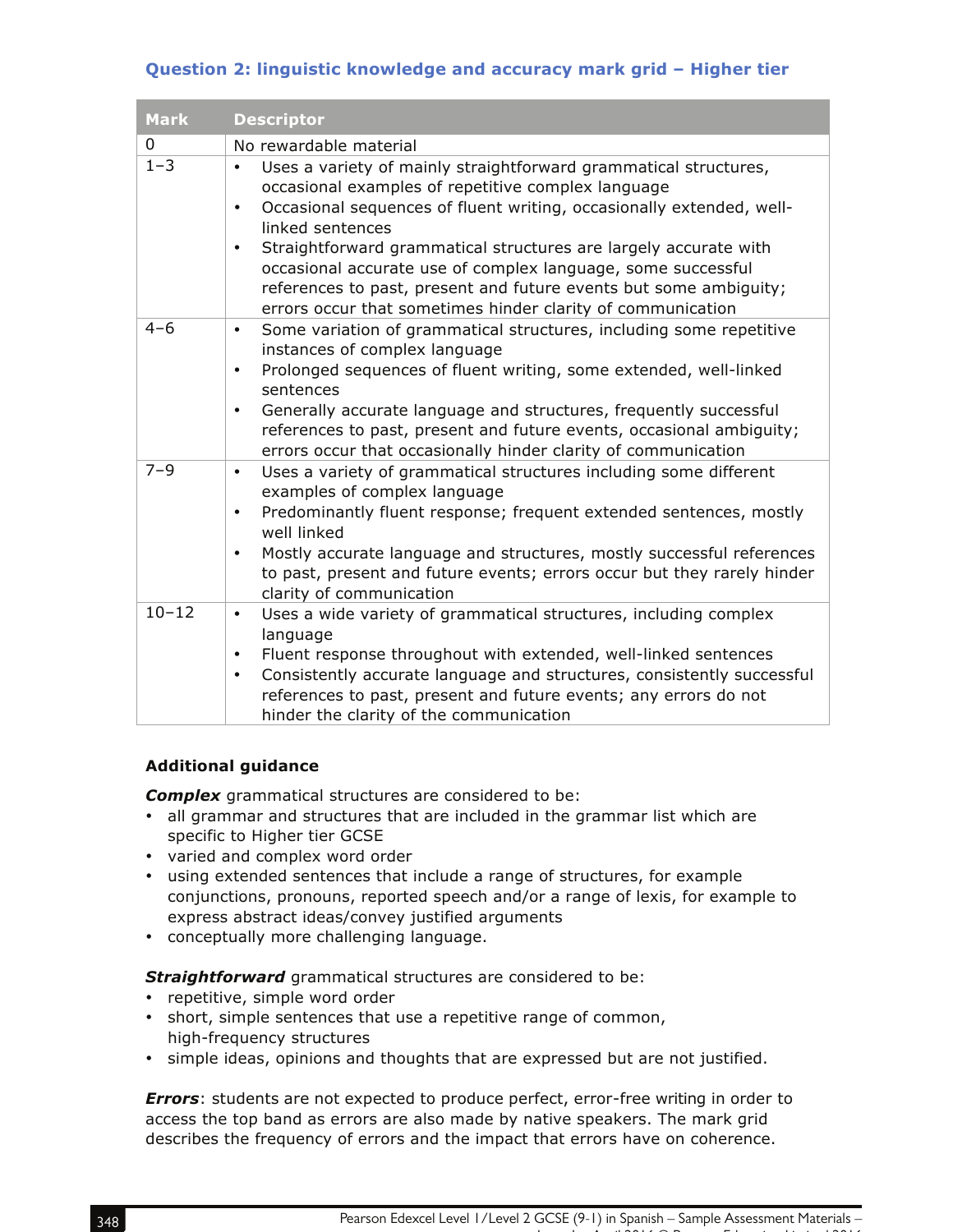## Question 2: linguistic knowledge and accuracy mark grid – Higher tier

| Mark | Descriptor |
|---|---|
| 0 | No rewardable material |
| 1–3 | • Uses a variety of mainly straightforward grammatical structures, occasional examples of repetitive complex language<br>• Occasional sequences of fluent writing, occasionally extended, well-linked sentences<br>• Straightforward grammatical structures are largely accurate with occasional accurate use of complex language, some successful references to past, present and future events but some ambiguity; errors occur that sometimes hinder clarity of communication |
| 4–6 | • Some variation of grammatical structures, including some repetitive instances of complex language<br>• Prolonged sequences of fluent writing, some extended, well-linked sentences<br>• Generally accurate language and structures, frequently successful references to past, present and future events, occasional ambiguity; errors occur that occasionally hinder clarity of communication |
| 7–9 | • Uses a variety of grammatical structures including some different examples of complex language<br>• Predominantly fluent response; frequent extended sentences, mostly well linked<br>• Mostly accurate language and structures, mostly successful references to past, present and future events; errors occur but they rarely hinder clarity of communication |
| 10–12 | • Uses a wide variety of grammatical structures, including complex language<br>• Fluent response throughout with extended, well-linked sentences<br>• Consistently accurate language and structures, consistently successful references to past, present and future events; any errors do not hinder the clarity of the communication |

**Additional guidance**

***Complex*** grammatical structures are considered to be:

- all grammar and structures that are included in the grammar list which are specific to Higher tier GCSE
- varied and complex word order
- using extended sentences that include a range of structures, for example conjunctions, pronouns, reported speech and/or a range of lexis, for example to express abstract ideas/convey justified arguments
- conceptually more challenging language.

***Straightforward*** grammatical structures are considered to be:

- repetitive, simple word order
- short, simple sentences that use a repetitive range of common, high-frequency structures
- simple ideas, opinions and thoughts that are expressed but are not justified.

***Errors***: students are not expected to produce perfect, error-free writing in order to access the top band as errors are also made by native speakers. The mark grid describes the frequency of errors and the impact that errors have on coherence.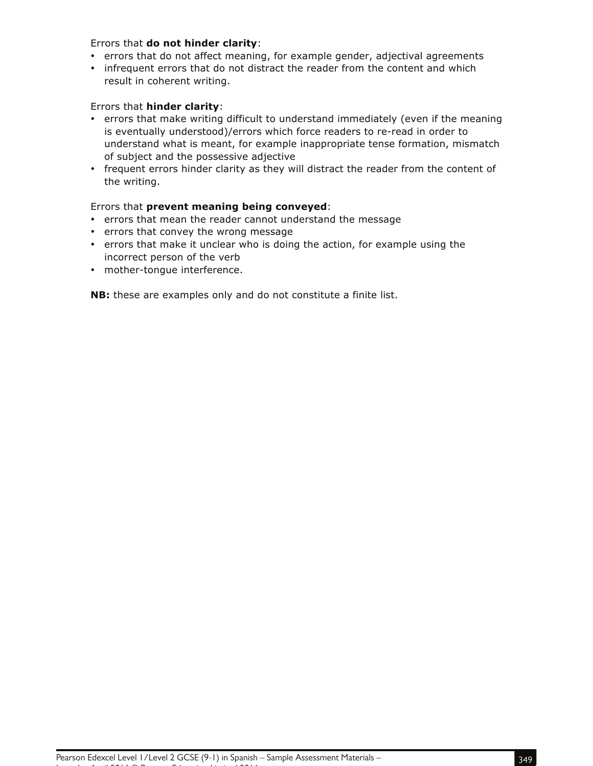Errors that **do not hinder clarity**:

- errors that do not affect meaning, for example gender, adjectival agreements
- infrequent errors that do not distract the reader from the content and which result in coherent writing.

Errors that **hinder clarity**:

- errors that make writing difficult to understand immediately (even if the meaning is eventually understood)/errors which force readers to re-read in order to understand what is meant, for example inappropriate tense formation, mismatch of subject and the possessive adjective
- frequent errors hinder clarity as they will distract the reader from the content of the writing.

Errors that **prevent meaning being conveyed**:

- errors that mean the reader cannot understand the message
- errors that convey the wrong message
- errors that make it unclear who is doing the action, for example using the incorrect person of the verb
- mother-tongue interference.

**NB:** these are examples only and do not constitute a finite list.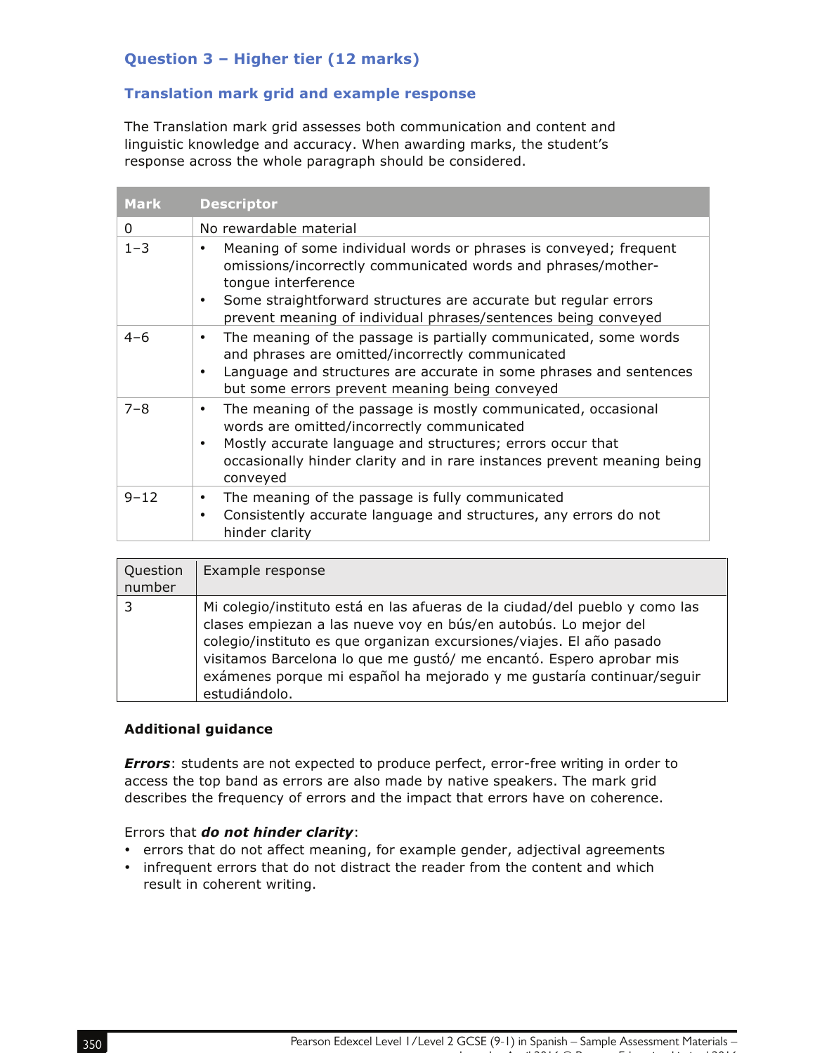## Question 3 – Higher tier (12 marks)

### Translation mark grid and example response

The Translation mark grid assesses both communication and content and linguistic knowledge and accuracy. When awarding marks, the student's response across the whole paragraph should be considered.

| Mark | Descriptor |
|---|---|
| 0 | No rewardable material |
| 1–3 | • Meaning of some individual words or phrases is conveyed; frequent omissions/incorrectly communicated words and phrases/mother-tongue interference<br>• Some straightforward structures are accurate but regular errors prevent meaning of individual phrases/sentences being conveyed |
| 4–6 | • The meaning of the passage is partially communicated, some words and phrases are omitted/incorrectly communicated<br>• Language and structures are accurate in some phrases and sentences but some errors prevent meaning being conveyed |
| 7–8 | • The meaning of the passage is mostly communicated, occasional words are omitted/incorrectly communicated<br>• Mostly accurate language and structures; errors occur that occasionally hinder clarity and in rare instances prevent meaning being conveyed |
| 9–12 | • The meaning of the passage is fully communicated<br>• Consistently accurate language and structures, any errors do not hinder clarity |

| Question number | Example response |
|---|---|
| 3 | Mi colegio/instituto está en las afueras de la ciudad/del pueblo y como las clases empiezan a las nueve voy en bús/en autobús. Lo mejor del colegio/instituto es que organizan excursiones/viajes. El año pasado visitamos Barcelona lo que me gustó/ me encantó. Espero aprobar mis exámenes porque mi español ha mejorado y me gustaría continuar/seguir estudiándolo. |

**Additional guidance**

***Errors***: students are not expected to produce perfect, error-free writing in order to access the top band as errors are also made by native speakers. The mark grid describes the frequency of errors and the impact that errors have on coherence.

Errors that ***do not hinder clarity***:

- errors that do not affect meaning, for example gender, adjectival agreements
- infrequent errors that do not distract the reader from the content and which result in coherent writing.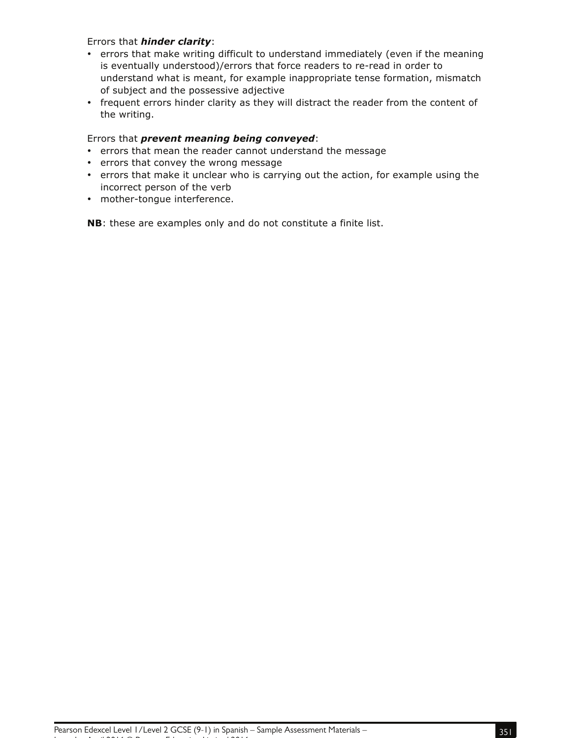Errors that ***hinder clarity***:

- errors that make writing difficult to understand immediately (even if the meaning is eventually understood)/errors that force readers to re-read in order to understand what is meant, for example inappropriate tense formation, mismatch of subject and the possessive adjective
- frequent errors hinder clarity as they will distract the reader from the content of the writing.

Errors that ***prevent meaning being conveyed***:

- errors that mean the reader cannot understand the message
- errors that convey the wrong message
- errors that make it unclear who is carrying out the action, for example using the incorrect person of the verb
- mother-tongue interference.

**NB**: these are examples only and do not constitute a finite list.